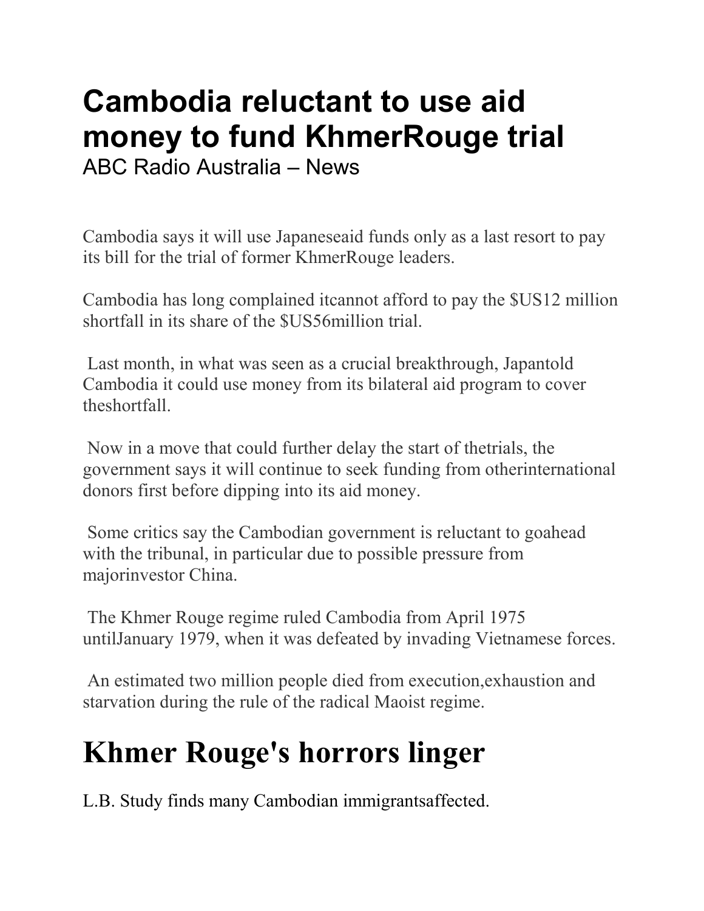# Cambodia reluctant to use aid money to fund KhmerRouge trial

ABC Radio Australia – News

Cambodia says it will use Japaneseaid funds only as a last resort to pay its bill for the trial of former KhmerRouge leaders.

Cambodia has long complained itcannot afford to pay the $US12 million shortfall in its share of the $US56million trial.

Last month, in what was seen as a crucial breakthrough, Japantold Cambodia it could use money from its bilateral aid program to cover theshortfall.

Now in a move that could further delay the start of thetrials, the government says it will continue to seek funding from otherinternational donors first before dipping into its aid money.

Some critics say the Cambodian government is reluctant to goahead with the tribunal, in particular due to possible pressure from majorinvestor China.

The Khmer Rouge regime ruled Cambodia from April 1975 untilJanuary 1979, when it was defeated by invading Vietnamese forces.

An estimated two million people died from execution,exhaustion and starvation during the rule of the radical Maoist regime.

# Khmer Rouge's horrors linger

L.B. Study finds many Cambodian immigrantsaffected.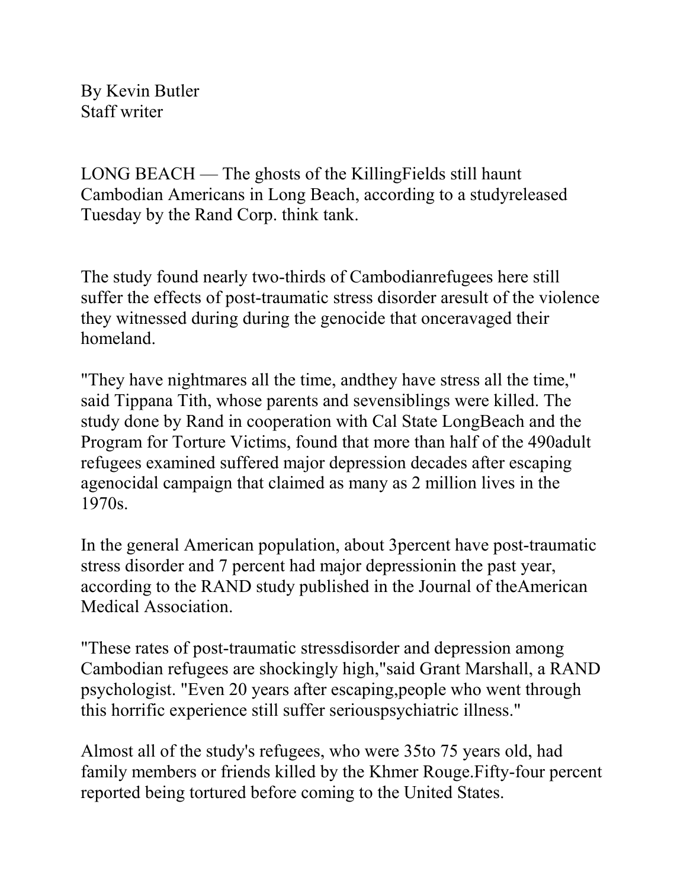By Kevin Butler
Staff writer

LONG BEACH — The ghosts of the KillingFields still haunt Cambodian Americans in Long Beach, according to a studyreleased Tuesday by the Rand Corp. think tank.

The study found nearly two-thirds of Cambodianrefugees here still suffer the effects of post-traumatic stress disorder aresult of the violence they witnessed during during the genocide that onceravaged their homeland.

"They have nightmares all the time, andthey have stress all the time," said Tippana Tith, whose parents and sevensiblings were killed. The study done by Rand in cooperation with Cal State LongBeach and the Program for Torture Victims, found that more than half of the 490adult refugees examined suffered major depression decades after escaping agenocidal campaign that claimed as many as 2 million lives in the 1970s.

In the general American population, about 3percent have post-traumatic stress disorder and 7 percent had major depressionin the past year, according to the RAND study published in the Journal of theAmerican Medical Association.

"These rates of post-traumatic stressdisorder and depression among Cambodian refugees are shockingly high,"said Grant Marshall, a RAND psychologist. "Even 20 years after escaping,people who went through this horrific experience still suffer seriouspsychiatric illness."

Almost all of the study's refugees, who were 35to 75 years old, had family members or friends killed by the Khmer Rouge.Fifty-four percent reported being tortured before coming to the United States.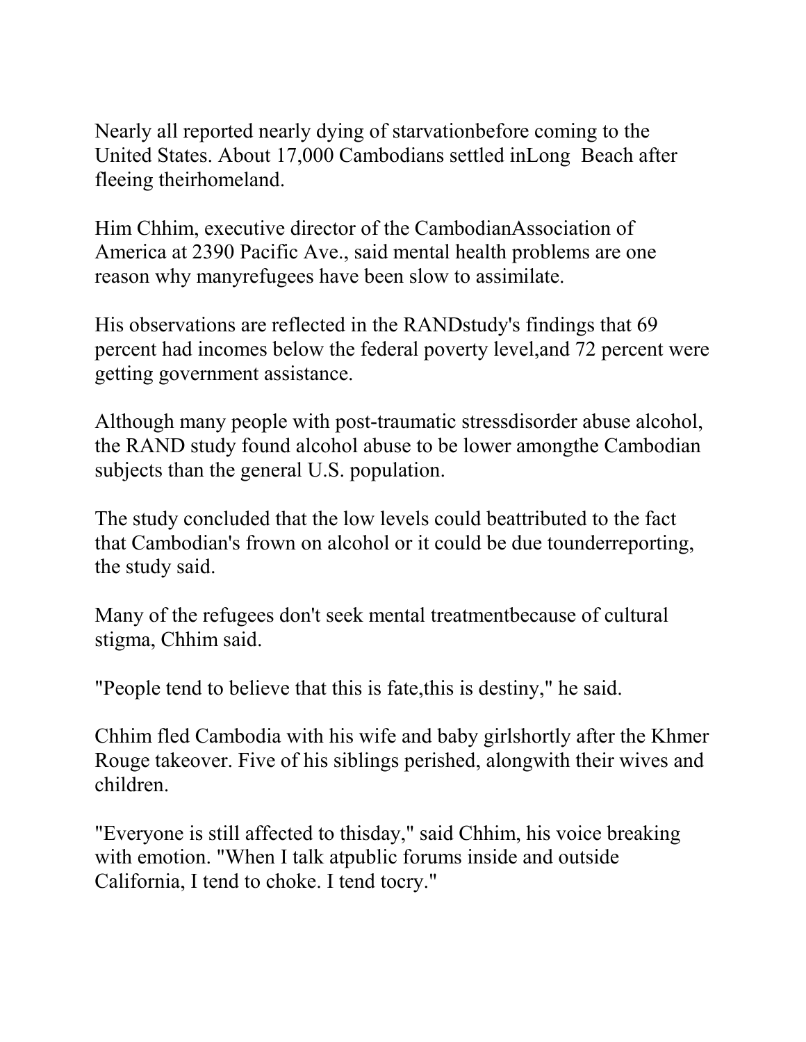Nearly all reported nearly dying of starvationbefore coming to the United States. About 17,000 Cambodians settled inLong Beach after fleeing theirhomeland.

Him Chhim, executive director of the CambodianAssociation of America at 2390 Pacific Ave., said mental health problems are one reason why manyrefugees have been slow to assimilate.

His observations are reflected in the RANDstudy's findings that 69 percent had incomes below the federal poverty level,and 72 percent were getting government assistance.

Although many people with post-traumatic stressdisorder abuse alcohol, the RAND study found alcohol abuse to be lower amongthe Cambodian subjects than the general U.S. population.

The study concluded that the low levels could beattributed to the fact that Cambodian's frown on alcohol or it could be due tounderreporting, the study said.

Many of the refugees don't seek mental treatmentbecause of cultural stigma, Chhim said.

"People tend to believe that this is fate,this is destiny," he said.

Chhim fled Cambodia with his wife and baby girlshortly after the Khmer Rouge takeover. Five of his siblings perished, alongwith their wives and children.

"Everyone is still affected to thisday," said Chhim, his voice breaking with emotion. "When I talk atpublic forums inside and outside California, I tend to choke. I tend tocry."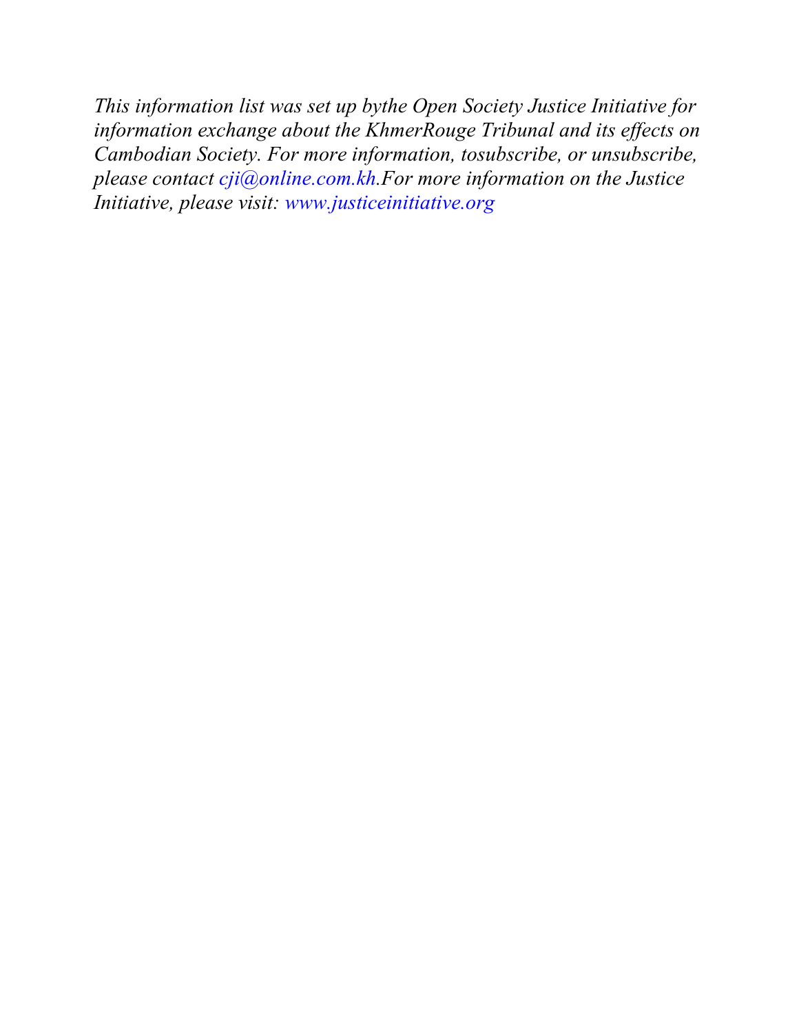*This information list was set up bythe Open Society Justice Initiative for information exchange about the KhmerRouge Tribunal and its effects on Cambodian Society. For more information, tosubscribe, or unsubscribe, please contact cji@online.com.kh.For more information on the Justice Initiative, please visit: www.justiceinitiative.org*